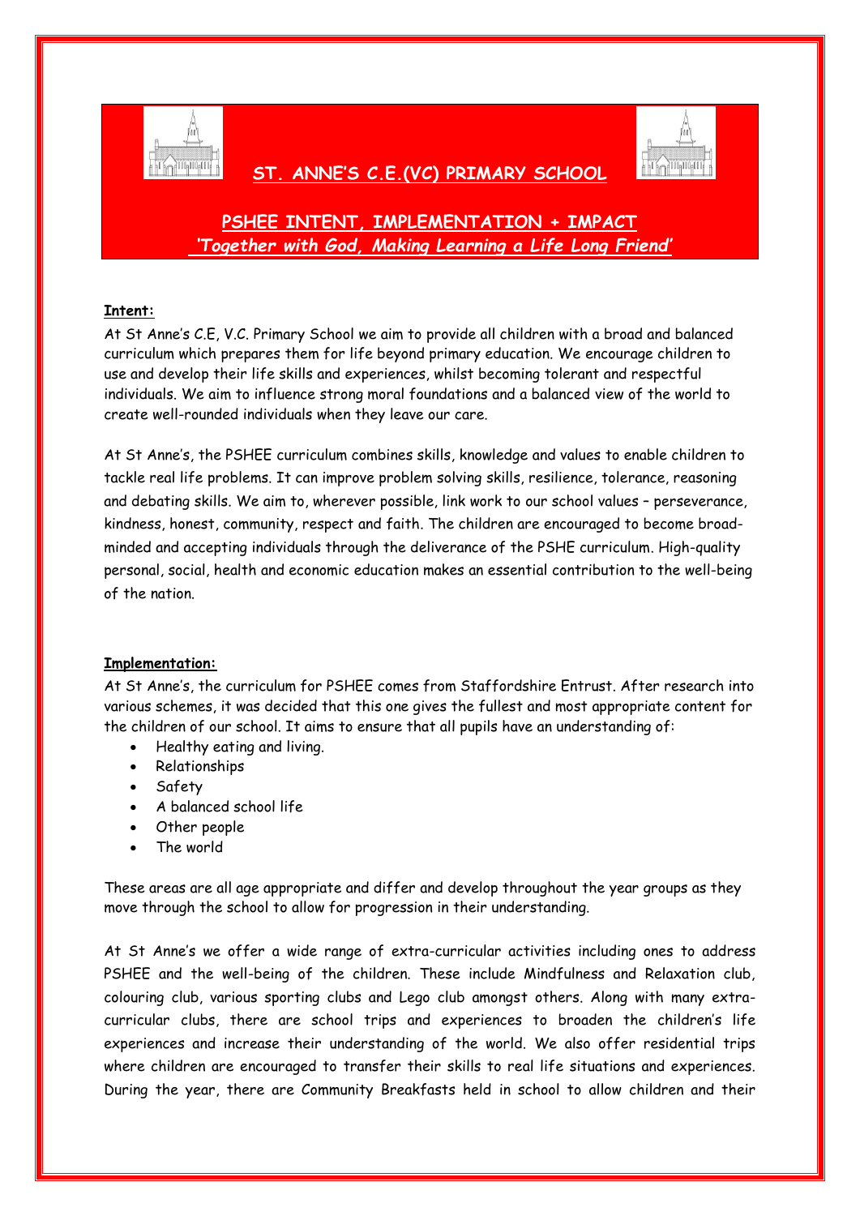# ST. ANNE'S C.E.(VC) PRIMARY SCHOOL

## PSHEE INTENT, IMPLEMENTATION + IMPACT

***'Together with God, Making Learning a Life Long Friend'***

**Intent:**

At St Anne's C.E, V.C. Primary School we aim to provide all children with a broad and balanced curriculum which prepares them for life beyond primary education. We encourage children to use and develop their life skills and experiences, whilst becoming tolerant and respectful individuals. We aim to influence strong moral foundations and a balanced view of the world to create well-rounded individuals when they leave our care.

At St Anne's, the PSHEE curriculum combines skills, knowledge and values to enable children to tackle real life problems. It can improve problem solving skills, resilience, tolerance, reasoning and debating skills. We aim to, wherever possible, link work to our school values – perseverance, kindness, honest, community, respect and faith. The children are encouraged to become broad-minded and accepting individuals through the deliverance of the PSHE curriculum. High-quality personal, social, health and economic education makes an essential contribution to the well-being of the nation.

**Implementation:**

At St Anne's, the curriculum for PSHEE comes from Staffordshire Entrust. After research into various schemes, it was decided that this one gives the fullest and most appropriate content for the children of our school. It aims to ensure that all pupils have an understanding of:

- Healthy eating and living.
- Relationships
- Safety
- A balanced school life
- Other people
- The world

These areas are all age appropriate and differ and develop throughout the year groups as they move through the school to allow for progression in their understanding.

At St Anne's we offer a wide range of extra-curricular activities including ones to address PSHEE and the well-being of the children. These include Mindfulness and Relaxation club, colouring club, various sporting clubs and Lego club amongst others. Along with many extra-curricular clubs, there are school trips and experiences to broaden the children's life experiences and increase their understanding of the world. We also offer residential trips where children are encouraged to transfer their skills to real life situations and experiences. During the year, there are Community Breakfasts held in school to allow children and their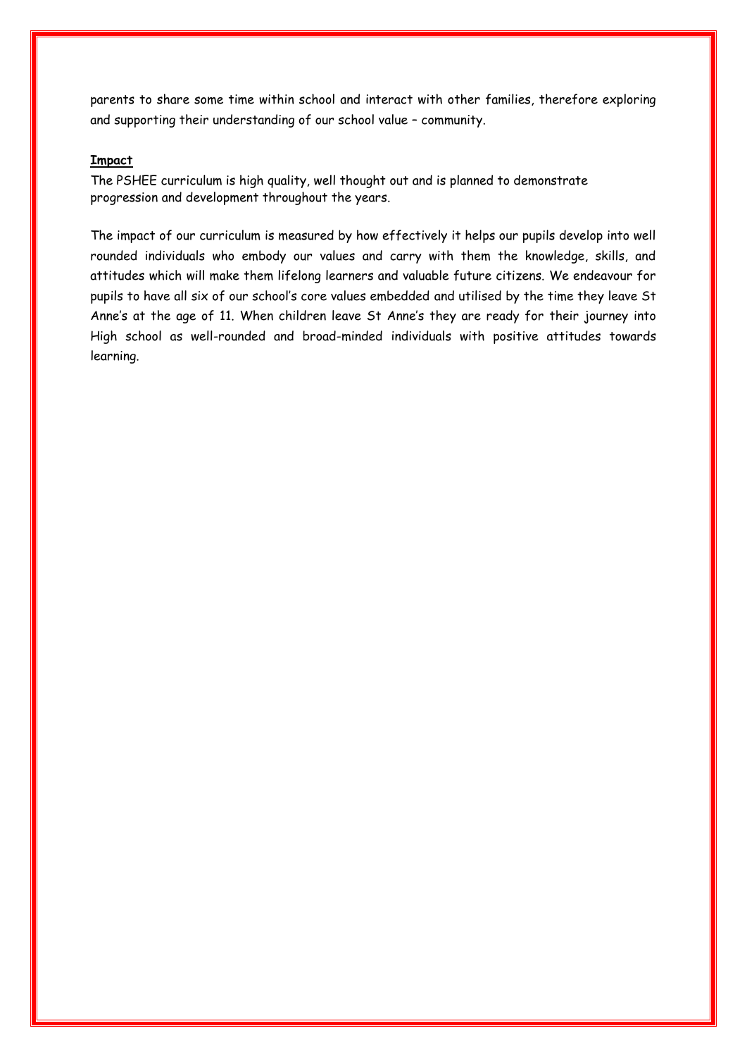parents to share some time within school and interact with other families, therefore exploring and supporting their understanding of our school value – community.

**Impact**

The PSHEE curriculum is high quality, well thought out and is planned to demonstrate progression and development throughout the years.

The impact of our curriculum is measured by how effectively it helps our pupils develop into well rounded individuals who embody our values and carry with them the knowledge, skills, and attitudes which will make them lifelong learners and valuable future citizens. We endeavour for pupils to have all six of our school's core values embedded and utilised by the time they leave St Anne's at the age of 11. When children leave St Anne's they are ready for their journey into High school as well-rounded and broad-minded individuals with positive attitudes towards learning.